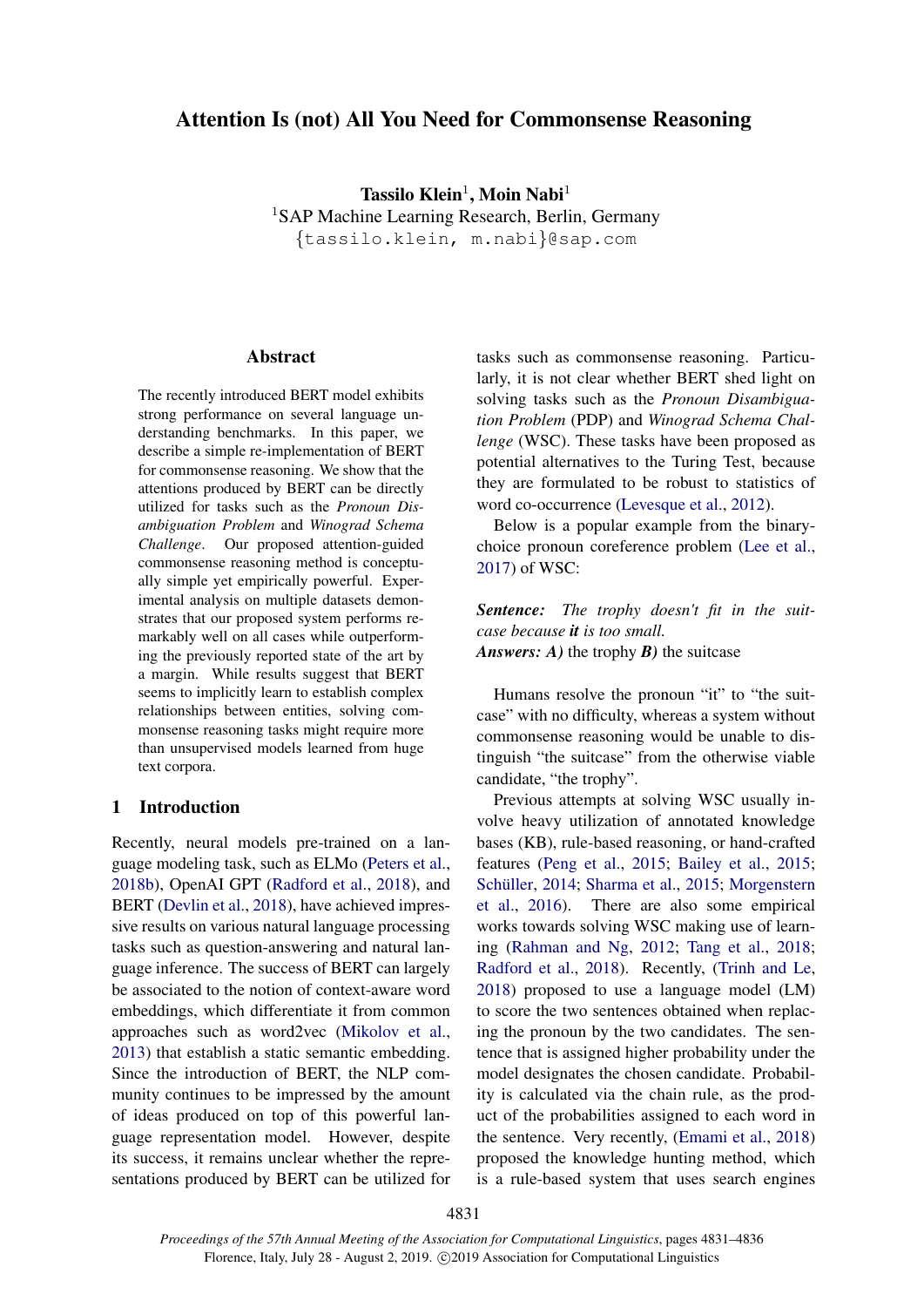# Attention Is (not) All You Need for Commonsense Reasoning

**Tassilo Klein**[1], **Moin Nabi**[1]

[1]SAP Machine Learning Research, Berlin, Germany

{tassilo.klein, m.nabi}@sap.com

## Abstract

The recently introduced BERT model exhibits strong performance on several language understanding benchmarks. In this paper, we describe a simple re-implementation of BERT for commonsense reasoning. We show that the attentions produced by BERT can be directly utilized for tasks such as the *Pronoun Disambiguation Problem* and *Winograd Schema Challenge*. Our proposed attention-guided commonsense reasoning method is conceptually simple yet empirically powerful. Experimental analysis on multiple datasets demonstrates that our proposed system performs remarkably well on all cases while outperforming the previously reported state of the art by a margin. While results suggest that BERT seems to implicitly learn to establish complex relationships between entities, solving commonsense reasoning tasks might require more than unsupervised models learned from huge text corpora.

## 1 Introduction

Recently, neural models pre-trained on a language modeling task, such as ELMo (Peters et al., 2018b), OpenAI GPT (Radford et al., 2018), and BERT (Devlin et al., 2018), have achieved impressive results on various natural language processing tasks such as question-answering and natural language inference. The success of BERT can largely be associated to the notion of context-aware word embeddings, which differentiate it from common approaches such as word2vec (Mikolov et al., 2013) that establish a static semantic embedding. Since the introduction of BERT, the NLP community continues to be impressed by the amount of ideas produced on top of this powerful language representation model. However, despite its success, it remains unclear whether the representations produced by BERT can be utilized for tasks such as commonsense reasoning. Particularly, it is not clear whether BERT shed light on solving tasks such as the *Pronoun Disambiguation Problem* (PDP) and *Winograd Schema Challenge* (WSC). These tasks have been proposed as potential alternatives to the Turing Test, because they are formulated to be robust to statistics of word co-occurrence (Levesque et al., 2012).

Below is a popular example from the binary-choice pronoun coreference problem (Lee et al., 2017) of WSC:

***Sentence:*** *The trophy doesn't fit in the suitcase because **it** is too small.*
***Answers: A)*** the trophy ***B)*** the suitcase

Humans resolve the pronoun "it" to "the suitcase" with no difficulty, whereas a system without commonsense reasoning would be unable to distinguish "the suitcase" from the otherwise viable candidate, "the trophy".

Previous attempts at solving WSC usually involve heavy utilization of annotated knowledge bases (KB), rule-based reasoning, or hand-crafted features (Peng et al., 2015; Bailey et al., 2015; Schüller, 2014; Sharma et al., 2015; Morgenstern et al., 2016). There are also some empirical works towards solving WSC making use of learning (Rahman and Ng, 2012; Tang et al., 2018; Radford et al., 2018). Recently, (Trinh and Le, 2018) proposed to use a language model (LM) to score the two sentences obtained when replacing the pronoun by the two candidates. The sentence that is assigned higher probability under the model designates the chosen candidate. Probability is calculated via the chain rule, as the product of the probabilities assigned to each word in the sentence. Very recently, (Emami et al., 2018) proposed the knowledge hunting method, which is a rule-based system that uses search engines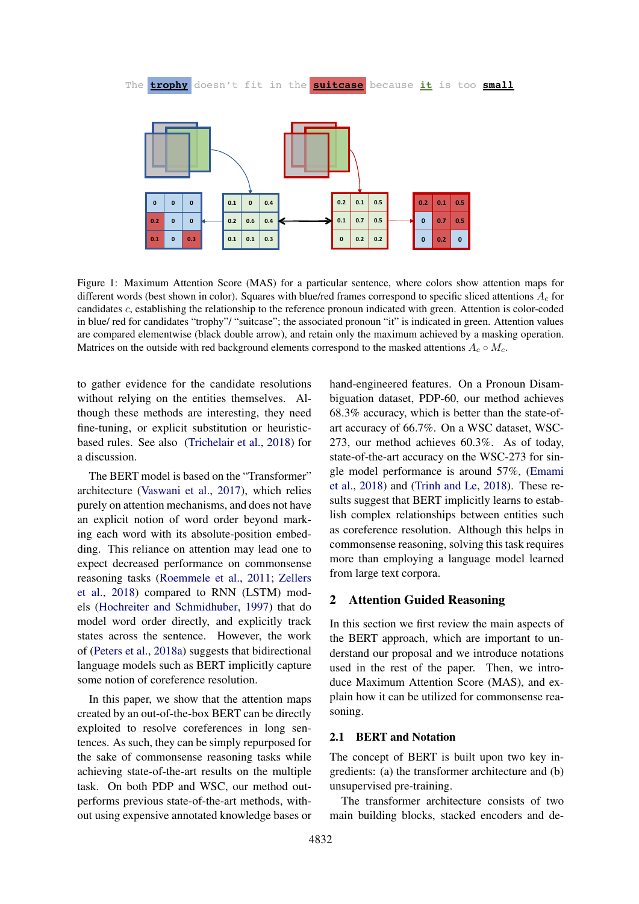The trophy doesn't fit in the suitcase because it is too small

| | | |
|---|---|---|
| 0 | 0 | 0 |
| 0.2 | 0 | 0 |
| 0.1 | 0 | 0.3 |

| | | |
|---|---|---|
| 0.1 | 0 | 0.4 |
| 0.2 | 0.6 | 0.4 |
| 0.1 | 0.1 | 0.3 |

| | | |
|---|---|---|
| 0.2 | 0.1 | 0.5 |
| 0.1 | 0.7 | 0.5 |
| 0 | 0.2 | 0.2 |

| | | |
|---|---|---|
| 0.2 | 0.1 | 0.5 |
| 0 | 0.7 | 0.5 |
| 0 | 0.2 | 0 |

Figure 1: Maximum Attention Score (MAS) for a particular sentence, where colors show attention maps for different words (best shown in color). Squares with blue/red frames correspond to specific sliced attentions $A_c$ for candidates $c$, establishing the relationship to the reference pronoun indicated with green. Attention is color-coded in blue/ red for candidates "trophy"/ "suitcase"; the associated pronoun "it" is indicated in green. Attention values are compared elementwise (black double arrow), and retain only the maximum achieved by a masking operation. Matrices on the outside with red background elements correspond to the masked attentions $A_c \circ M_c$.

to gather evidence for the candidate resolutions without relying on the entities themselves. Although these methods are interesting, they need fine-tuning, or explicit substitution or heuristic-based rules. See also (Trichelair et al., 2018) for a discussion.

The BERT model is based on the "Transformer" architecture (Vaswani et al., 2017), which relies purely on attention mechanisms, and does not have an explicit notion of word order beyond marking each word with its absolute-position embedding. This reliance on attention may lead one to expect decreased performance on commonsense reasoning tasks (Roemmele et al., 2011; Zellers et al., 2018) compared to RNN (LSTM) models (Hochreiter and Schmidhuber, 1997) that do model word order directly, and explicitly track states across the sentence. However, the work of (Peters et al., 2018a) suggests that bidirectional language models such as BERT implicitly capture some notion of coreference resolution.

In this paper, we show that the attention maps created by an out-of-the-box BERT can be directly exploited to resolve coreferences in long sentences. As such, they can be simply repurposed for the sake of commonsense reasoning tasks while achieving state-of-the-art results on the multiple task. On both PDP and WSC, our method outperforms previous state-of-the-art methods, without using expensive annotated knowledge bases or hand-engineered features. On a Pronoun Disambiguation dataset, PDP-60, our method achieves 68.3% accuracy, which is better than the state-of-art accuracy of 66.7%. On a WSC dataset, WSC-273, our method achieves 60.3%. As of today, state-of-the-art accuracy on the WSC-273 for single model performance is around 57%, (Emami et al., 2018) and (Trinh and Le, 2018). These results suggest that BERT implicitly learns to establish complex relationships between entities such as coreference resolution. Although this helps in commonsense reasoning, solving this task requires more than employing a language model learned from large text corpora.

## 2 Attention Guided Reasoning

In this section we first review the main aspects of the BERT approach, which are important to understand our proposal and we introduce notations used in the rest of the paper. Then, we introduce Maximum Attention Score (MAS), and explain how it can be utilized for commonsense reasoning.

### 2.1 BERT and Notation

The concept of BERT is built upon two key ingredients: (a) the transformer architecture and (b) unsupervised pre-training.

The transformer architecture consists of two main building blocks, stacked encoders and de-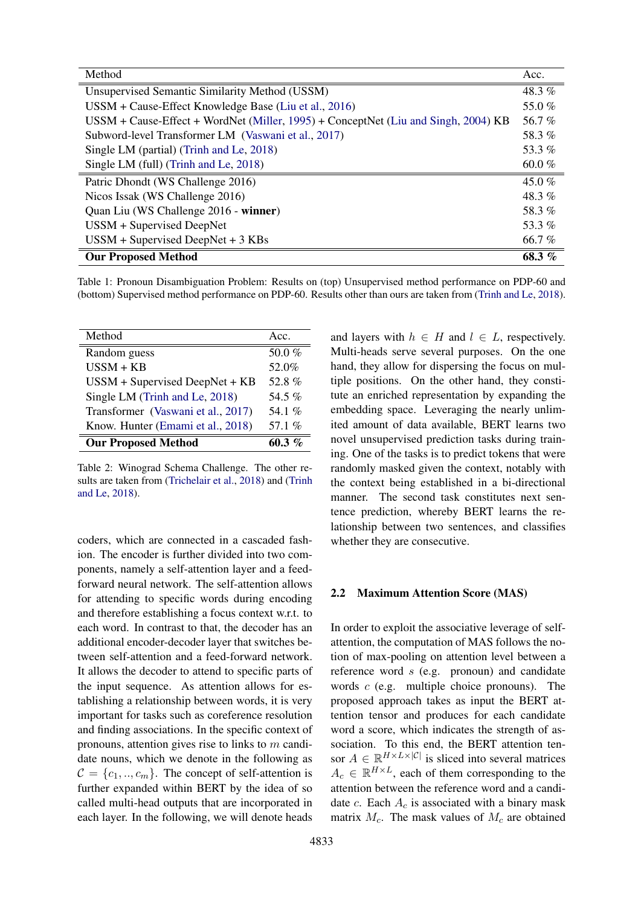| Method | Acc. |
|---|---|
| Unsupervised Semantic Similarity Method (USSM) | 48.3 % |
| USSM + Cause-Effect Knowledge Base (Liu et al., 2016) | 55.0 % |
| USSM + Cause-Effect + WordNet (Miller, 1995) + ConceptNet (Liu and Singh, 2004) KB | 56.7 % |
| Subword-level Transformer LM (Vaswani et al., 2017) | 58.3 % |
| Single LM (partial) (Trinh and Le, 2018) | 53.3 % |
| Single LM (full) (Trinh and Le, 2018) | 60.0 % |
| Patric Dhondt (WS Challenge 2016) | 45.0 % |
| Nicos Issak (WS Challenge 2016) | 48.3 % |
| Quan Liu (WS Challenge 2016 - **winner**) | 58.3 % |
| USSM + Supervised DeepNet | 53.3 % |
| USSM + Supervised DeepNet + 3 KBs | 66.7 % |
| **Our Proposed Method** | **68.3 %** |

Table 1: Pronoun Disambiguation Problem: Results on (top) Unsupervised method performance on PDP-60 and (bottom) Supervised method performance on PDP-60. Results other than ours are taken from (Trinh and Le, 2018).

| Method | Acc. |
|---|---|
| Random guess | 50.0 % |
| USSM + KB | 52.0% |
| USSM + Supervised DeepNet + KB | 52.8 % |
| Single LM (Trinh and Le, 2018) | 54.5 % |
| Transformer (Vaswani et al., 2017) | 54.1 % |
| Know. Hunter (Emami et al., 2018) | 57.1 % |
| **Our Proposed Method** | **60.3 %** |

Table 2: Winograd Schema Challenge. The other results are taken from (Trichelair et al., 2018) and (Trinh and Le, 2018).

coders, which are connected in a cascaded fashion. The encoder is further divided into two components, namely a self-attention layer and a feed-forward neural network. The self-attention allows for attending to specific words during encoding and therefore establishing a focus context w.r.t. to each word. In contrast to that, the decoder has an additional encoder-decoder layer that switches between self-attention and a feed-forward network. It allows the decoder to attend to specific parts of the input sequence. As attention allows for establishing a relationship between words, it is very important for tasks such as coreference resolution and finding associations. In the specific context of pronouns, attention gives rise to links to $m$ candidate nouns, which we denote in the following as $\mathcal{C} = \{c_1, .., c_m\}$. The concept of self-attention is further expanded within BERT by the idea of so called multi-head outputs that are incorporated in each layer. In the following, we will denote heads and layers with $h \in H$ and $l \in L$, respectively. Multi-heads serve several purposes. On the one hand, they allow for dispersing the focus on multiple positions. On the other hand, they constitute an enriched representation by expanding the embedding space. Leveraging the nearly unlimited amount of data available, BERT learns two novel unsupervised prediction tasks during training. One of the tasks is to predict tokens that were randomly masked given the context, notably with the context being established in a bi-directional manner. The second task constitutes next sentence prediction, whereby BERT learns the relationship between two sentences, and classifies whether they are consecutive.

## 2.2 Maximum Attention Score (MAS)

In order to exploit the associative leverage of self-attention, the computation of MAS follows the notion of max-pooling on attention level between a reference word $s$ (e.g. pronoun) and candidate words $c$ (e.g. multiple choice pronouns). The proposed approach takes as input the BERT attention tensor and produces for each candidate word a score, which indicates the strength of association. To this end, the BERT attention tensor $A \in \mathbb{R}^{H \times L \times |\mathcal{C}|}$ is sliced into several matrices $A_c \in \mathbb{R}^{H \times L}$, each of them corresponding to the attention between the reference word and a candidate $c$. Each $A_c$ is associated with a binary mask matrix $M_c$. The mask values of $M_c$ are obtained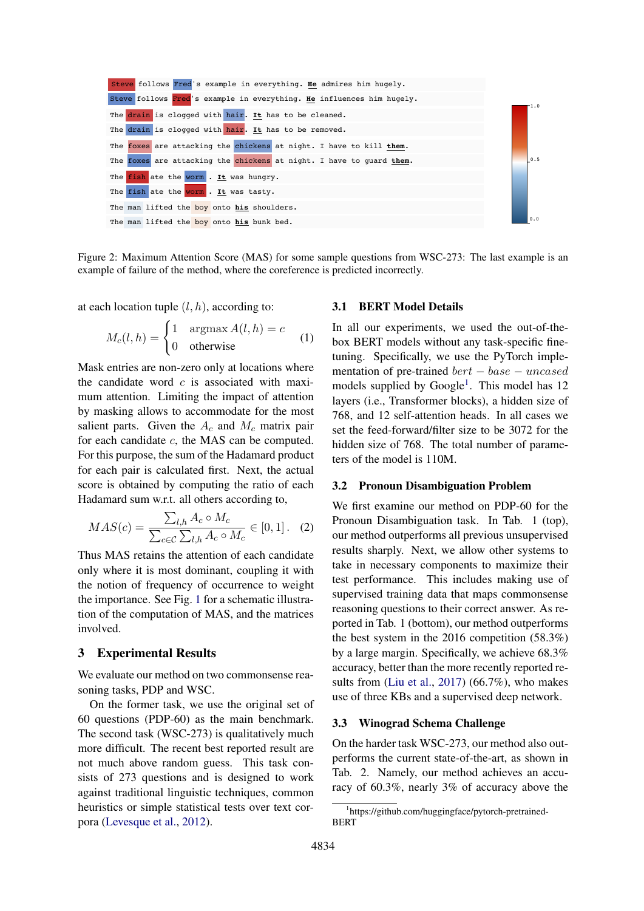Steve follows Fred's example in everything. He admires him hugely.
Steve follows Fred's example in everything. He influences him hugely.
The drain is clogged with hair. It has to be cleaned.
The drain is clogged with hair. It has to be removed.
The foxes are attacking the chickens at night. I have to kill them.
The foxes are attacking the chickens at night. I have to guard them.
The fish ate the worm . It was hungry.
The fish ate the worm . It was tasty.
The man lifted the boy onto his shoulders.
The man lifted the boy onto his bunk bed.

1.0
0.5
0.0

Figure 2: Maximum Attention Score (MAS) for some sample questions from WSC-273: The last example is an example of failure of the method, where the coreference is predicted incorrectly.

at each location tuple $(l, h)$, according to:

$$M_c(l,h) = \begin{cases} 1 & \text{argmax } A(l,h) = c \\ 0 & \text{otherwise} \end{cases} \quad (1)$$

Mask entries are non-zero only at locations where the candidate word $c$ is associated with maximum attention. Limiting the impact of attention by masking allows to accommodate for the most salient parts. Given the $A_c$ and $M_c$ matrix pair for each candidate $c$, the MAS can be computed. For this purpose, the sum of the Hadamard product for each pair is calculated first. Next, the actual score is obtained by computing the ratio of each Hadamard sum w.r.t. all others according to,

$$MAS(c) = \frac{\sum_{l,h} A_c \circ M_c}{\sum_{c \in \mathcal{C}} \sum_{l,h} A_c \circ M_c} \in [0,1] . \quad (2)$$

Thus MAS retains the attention of each candidate only where it is most dominant, coupling it with the notion of frequency of occurrence to weight the importance. See Fig. 1 for a schematic illustration of the computation of MAS, and the matrices involved.

## 3 Experimental Results

We evaluate our method on two commonsense reasoning tasks, PDP and WSC.

On the former task, we use the original set of 60 questions (PDP-60) as the main benchmark. The second task (WSC-273) is qualitatively much more difficult. The recent best reported result are not much above random guess. This task consists of 273 questions and is designed to work against traditional linguistic techniques, common heuristics or simple statistical tests over text corpora (Levesque et al., 2012).

### 3.1 BERT Model Details

In all our experiments, we used the out-of-the-box BERT models without any task-specific fine-tuning. Specifically, we use the PyTorch implementation of pre-trained $bert-base-uncased$ models supplied by Google[1]. This model has 12 layers (i.e., Transformer blocks), a hidden size of 768, and 12 self-attention heads. In all cases we set the feed-forward/filter size to be 3072 for the hidden size of 768. The total number of parameters of the model is 110M.

### 3.2 Pronoun Disambiguation Problem

We first examine our method on PDP-60 for the Pronoun Disambiguation task. In Tab. 1 (top), our method outperforms all previous unsupervised results sharply. Next, we allow other systems to take in necessary components to maximize their test performance. This includes making use of supervised training data that maps commonsense reasoning questions to their correct answer. As reported in Tab. 1 (bottom), our method outperforms the best system in the 2016 competition (58.3%) by a large margin. Specifically, we achieve 68.3% accuracy, better than the more recently reported results from (Liu et al., 2017) (66.7%), who makes use of three KBs and a supervised deep network.

### 3.3 Winograd Schema Challenge

On the harder task WSC-273, our method also outperforms the current state-of-the-art, as shown in Tab. 2. Namely, our method achieves an accuracy of 60.3%, nearly 3% of accuracy above the

[1] https://github.com/huggingface/pytorch-pretrained-BERT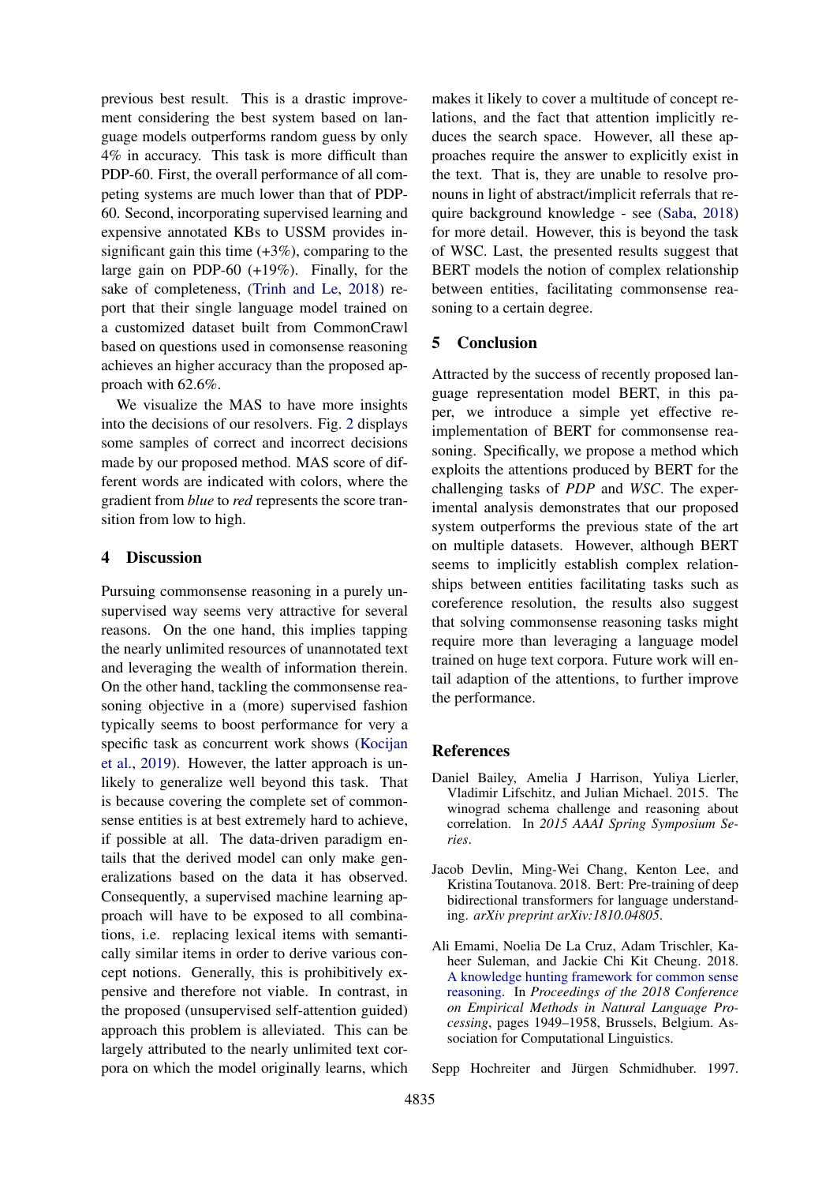previous best result. This is a drastic improvement considering the best system based on language models outperforms random guess by only 4% in accuracy. This task is more difficult than PDP-60. First, the overall performance of all competing systems are much lower than that of PDP-60. Second, incorporating supervised learning and expensive annotated KBs to USSM provides insignificant gain this time (+3%), comparing to the large gain on PDP-60 (+19%). Finally, for the sake of completeness, (Trinh and Le, 2018) report that their single language model trained on a customized dataset built from CommonCrawl based on questions used in comonsense reasoning achieves an higher accuracy than the proposed approach with 62.6%.

We visualize the MAS to have more insights into the decisions of our resolvers. Fig. 2 displays some samples of correct and incorrect decisions made by our proposed method. MAS score of different words are indicated with colors, where the gradient from *blue* to *red* represents the score transition from low to high.

## 4 Discussion

Pursuing commonsense reasoning in a purely unsupervised way seems very attractive for several reasons. On the one hand, this implies tapping the nearly unlimited resources of unannotated text and leveraging the wealth of information therein. On the other hand, tackling the commonsense reasoning objective in a (more) supervised fashion typically seems to boost performance for very a specific task as concurrent work shows (Kocijan et al., 2019). However, the latter approach is unlikely to generalize well beyond this task. That is because covering the complete set of commonsense entities is at best extremely hard to achieve, if possible at all. The data-driven paradigm entails that the derived model can only make generalizations based on the data it has observed. Consequently, a supervised machine learning approach will have to be exposed to all combinations, i.e. replacing lexical items with semantically similar items in order to derive various concept notions. Generally, this is prohibitively expensive and therefore not viable. In contrast, in the proposed (unsupervised self-attention guided) approach this problem is alleviated. This can be largely attributed to the nearly unlimited text corpora on which the model originally learns, which makes it likely to cover a multitude of concept relations, and the fact that attention implicitly reduces the search space. However, all these approaches require the answer to explicitly exist in the text. That is, they are unable to resolve pronouns in light of abstract/implicit referrals that require background knowledge - see (Saba, 2018) for more detail. However, this is beyond the task of WSC. Last, the presented results suggest that BERT models the notion of complex relationship between entities, facilitating commonsense reasoning to a certain degree.

## 5 Conclusion

Attracted by the success of recently proposed language representation model BERT, in this paper, we introduce a simple yet effective re-implementation of BERT for commonsense reasoning. Specifically, we propose a method which exploits the attentions produced by BERT for the challenging tasks of *PDP* and *WSC*. The experimental analysis demonstrates that our proposed system outperforms the previous state of the art on multiple datasets. However, although BERT seems to implicitly establish complex relationships between entities facilitating tasks such as coreference resolution, the results also suggest that solving commonsense reasoning tasks might require more than leveraging a language model trained on huge text corpora. Future work will entail adaption of the attentions, to further improve the performance.

## References

Daniel Bailey, Amelia J Harrison, Yuliya Lierler, Vladimir Lifschitz, and Julian Michael. 2015. The winograd schema challenge and reasoning about correlation. In *2015 AAAI Spring Symposium Series*.

Jacob Devlin, Ming-Wei Chang, Kenton Lee, and Kristina Toutanova. 2018. Bert: Pre-training of deep bidirectional transformers for language understanding. *arXiv preprint arXiv:1810.04805*.

Ali Emami, Noelia De La Cruz, Adam Trischler, Kaheer Suleman, and Jackie Chi Kit Cheung. 2018. A knowledge hunting framework for common sense reasoning. In *Proceedings of the 2018 Conference on Empirical Methods in Natural Language Processing*, pages 1949–1958, Brussels, Belgium. Association for Computational Linguistics.

Sepp Hochreiter and Jürgen Schmidhuber. 1997.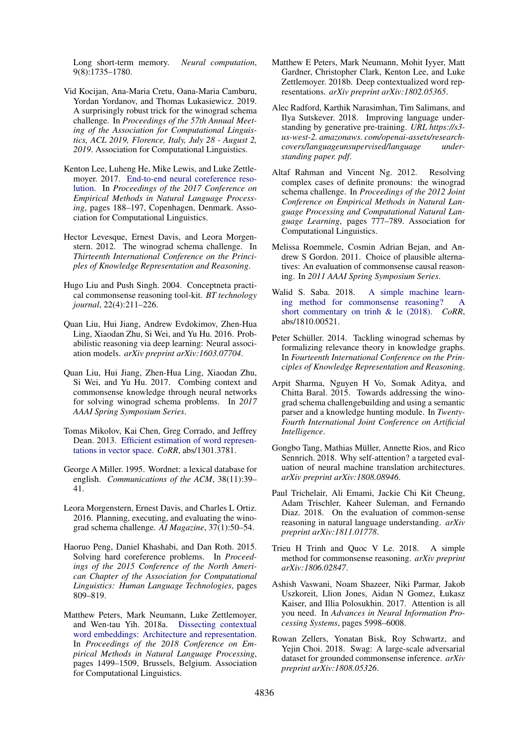Long short-term memory. *Neural computation*, 9(8):1735–1780.

Vid Kocijan, Ana-Maria Cretu, Oana-Maria Camburu, Yordan Yordanov, and Thomas Lukasiewicz. 2019. A surprisingly robust trick for the winograd schema challenge. In *Proceedings of the 57th Annual Meeting of the Association for Computational Linguistics, ACL 2019, Florence, Italy, July 28 - August 2, 2019*. Association for Computational Linguistics.

Kenton Lee, Luheng He, Mike Lewis, and Luke Zettlemoyer. 2017. End-to-end neural coreference resolution. In *Proceedings of the 2017 Conference on Empirical Methods in Natural Language Processing*, pages 188–197, Copenhagen, Denmark. Association for Computational Linguistics.

Hector Levesque, Ernest Davis, and Leora Morgenstern. 2012. The winograd schema challenge. In *Thirteenth International Conference on the Principles of Knowledge Representation and Reasoning*.

Hugo Liu and Push Singh. 2004. Conceptneta practical commonsense reasoning tool-kit. *BT technology journal*, 22(4):211–226.

Quan Liu, Hui Jiang, Andrew Evdokimov, Zhen-Hua Ling, Xiaodan Zhu, Si Wei, and Yu Hu. 2016. Probabilistic reasoning via deep learning: Neural association models. *arXiv preprint arXiv:1603.07704*.

Quan Liu, Hui Jiang, Zhen-Hua Ling, Xiaodan Zhu, Si Wei, and Yu Hu. 2017. Combing context and commonsense knowledge through neural networks for solving winograd schema problems. In *2017 AAAI Spring Symposium Series*.

Tomas Mikolov, Kai Chen, Greg Corrado, and Jeffrey Dean. 2013. Efficient estimation of word representations in vector space. *CoRR*, abs/1301.3781.

George A Miller. 1995. Wordnet: a lexical database for english. *Communications of the ACM*, 38(11):39–41.

Leora Morgenstern, Ernest Davis, and Charles L Ortiz. 2016. Planning, executing, and evaluating the winograd schema challenge. *AI Magazine*, 37(1):50–54.

Haoruo Peng, Daniel Khashabi, and Dan Roth. 2015. Solving hard coreference problems. In *Proceedings of the 2015 Conference of the North American Chapter of the Association for Computational Linguistics: Human Language Technologies*, pages 809–819.

Matthew Peters, Mark Neumann, Luke Zettlemoyer, and Wen-tau Yih. 2018a. Dissecting contextual word embeddings: Architecture and representation. In *Proceedings of the 2018 Conference on Empirical Methods in Natural Language Processing*, pages 1499–1509, Brussels, Belgium. Association for Computational Linguistics.

Matthew E Peters, Mark Neumann, Mohit Iyyer, Matt Gardner, Christopher Clark, Kenton Lee, and Luke Zettlemoyer. 2018b. Deep contextualized word representations. *arXiv preprint arXiv:1802.05365*.

Alec Radford, Karthik Narasimhan, Tim Salimans, and Ilya Sutskever. 2018. Improving language understanding by generative pre-training. *URL https://s3-us-west-2. amazonaws. com/openai-assets/research-covers/languageunsupervised/language understanding paper. pdf*.

Altaf Rahman and Vincent Ng. 2012. Resolving complex cases of definite pronouns: the winograd schema challenge. In *Proceedings of the 2012 Joint Conference on Empirical Methods in Natural Language Processing and Computational Natural Language Learning*, pages 777–789. Association for Computational Linguistics.

Melissa Roemmele, Cosmin Adrian Bejan, and Andrew S Gordon. 2011. Choice of plausible alternatives: An evaluation of commonsense causal reasoning. In *2011 AAAI Spring Symposium Series*.

Walid S. Saba. 2018. A simple machine learning method for commonsense reasoning? A short commentary on trinh & le (2018). *CoRR*, abs/1810.00521.

Peter Schüller. 2014. Tackling winograd schemas by formalizing relevance theory in knowledge graphs. In *Fourteenth International Conference on the Principles of Knowledge Representation and Reasoning*.

Arpit Sharma, Nguyen H Vo, Somak Aditya, and Chitta Baral. 2015. Towards addressing the winograd schema challengebuilding and using a semantic parser and a knowledge hunting module. In *Twenty-Fourth International Joint Conference on Artificial Intelligence*.

Gongbo Tang, Mathias Müller, Annette Rios, and Rico Sennrich. 2018. Why self-attention? a targeted evaluation of neural machine translation architectures. *arXiv preprint arXiv:1808.08946*.

Paul Trichelair, Ali Emami, Jackie Chi Kit Cheung, Adam Trischler, Kaheer Suleman, and Fernando Diaz. 2018. On the evaluation of common-sense reasoning in natural language understanding. *arXiv preprint arXiv:1811.01778*.

Trieu H Trinh and Quoc V Le. 2018. A simple method for commonsense reasoning. *arXiv preprint arXiv:1806.02847*.

Ashish Vaswani, Noam Shazeer, Niki Parmar, Jakob Uszkoreit, Llion Jones, Aidan N Gomez, Łukasz Kaiser, and Illia Polosukhin. 2017. Attention is all you need. In *Advances in Neural Information Processing Systems*, pages 5998–6008.

Rowan Zellers, Yonatan Bisk, Roy Schwartz, and Yejin Choi. 2018. Swag: A large-scale adversarial dataset for grounded commonsense inference. *arXiv preprint arXiv:1808.05326*.